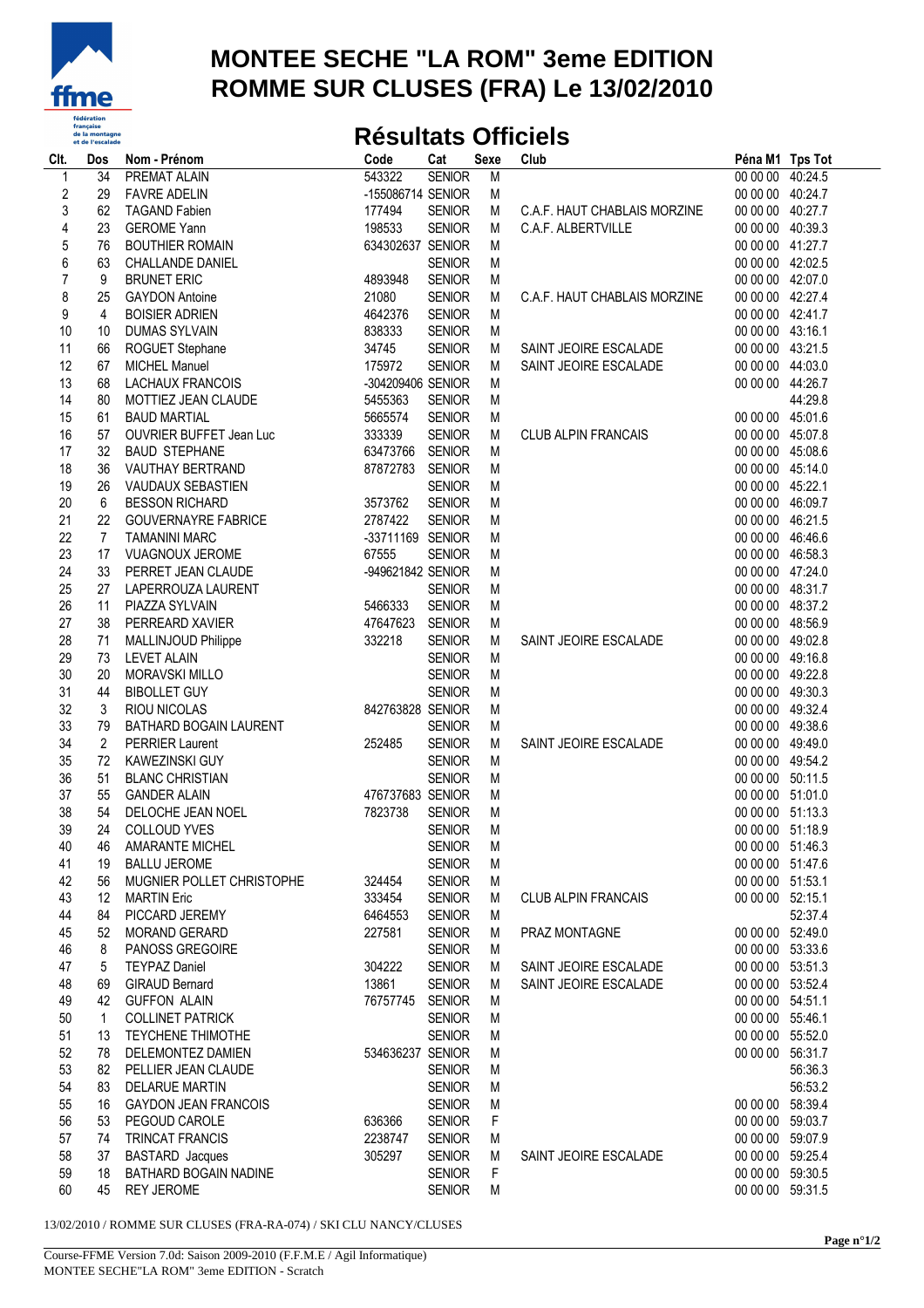# MONTEE SECHE "LA ROM" 3eme EDITION
# ROMME SUR CLUSES (FRA) Le 13/02/2010

## Résultats Officiels

| Clt. | Dos | Nom - Prénom | Code | Cat | Sexe | Club | Péna M1 | Tps Tot |
|---|---|---|---|---|---|---|---|---|
| 1 | 34 | PREMAT ALAIN | 543322 | SENIOR | M | | 00 00 00 | 40:24.5 |
| 2 | 29 | FAVRE ADELIN | -155086714 | SENIOR | M | | 00 00 00 | 40:24.7 |
| 3 | 62 | TAGAND Fabien | 177494 | SENIOR | M | C.A.F. HAUT CHABLAIS MORZINE | 00 00 00 | 40:27.7 |
| 4 | 23 | GEROME Yann | 198533 | SENIOR | M | C.A.F. ALBERTVILLE | 00 00 00 | 40:39.3 |
| 5 | 76 | BOUTHIER ROMAIN | 634302637 | SENIOR | M | | 00 00 00 | 41:27.7 |
| 6 | 63 | CHALLANDE DANIEL | | SENIOR | M | | 00 00 00 | 42:02.5 |
| 7 | 9 | BRUNET ERIC | 4893948 | SENIOR | M | | 00 00 00 | 42:07.0 |
| 8 | 25 | GAYDON Antoine | 21080 | SENIOR | M | C.A.F. HAUT CHABLAIS MORZINE | 00 00 00 | 42:27.4 |
| 9 | 4 | BOISIER ADRIEN | 4642376 | SENIOR | M | | 00 00 00 | 42:41.7 |
| 10 | 10 | DUMAS SYLVAIN | 838333 | SENIOR | M | | 00 00 00 | 43:16.1 |
| 11 | 66 | ROGUET Stephane | 34745 | SENIOR | M | SAINT JEOIRE ESCALADE | 00 00 00 | 43:21.5 |
| 12 | 67 | MICHEL Manuel | 175972 | SENIOR | M | SAINT JEOIRE ESCALADE | 00 00 00 | 44:03.0 |
| 13 | 68 | LACHAUX FRANCOIS | -304209406 | SENIOR | M | | 00 00 00 | 44:26.7 |
| 14 | 80 | MOTTIEZ JEAN CLAUDE | 5455363 | SENIOR | M | | | 44:29.8 |
| 15 | 61 | BAUD MARTIAL | 5665574 | SENIOR | M | | 00 00 00 | 45:01.6 |
| 16 | 57 | OUVRIER BUFFET Jean Luc | 333339 | SENIOR | M | CLUB ALPIN FRANCAIS | 00 00 00 | 45:07.8 |
| 17 | 32 | BAUD STEPHANE | 63473766 | SENIOR | M | | 00 00 00 | 45:08.6 |
| 18 | 36 | VAUTHAY BERTRAND | 87872783 | SENIOR | M | | 00 00 00 | 45:14.0 |
| 19 | 26 | VAUDAUX SEBASTIEN | | SENIOR | M | | 00 00 00 | 45:22.1 |
| 20 | 6 | BESSON RICHARD | 3573762 | SENIOR | M | | 00 00 00 | 46:09.7 |
| 21 | 22 | GOUVERNAYRE FABRICE | 2787422 | SENIOR | M | | 00 00 00 | 46:21.5 |
| 22 | 7 | TAMANINI MARC | -33711169 | SENIOR | M | | 00 00 00 | 46:46.6 |
| 23 | 17 | VUAGNOUX JEROME | 67555 | SENIOR | M | | 00 00 00 | 46:58.3 |
| 24 | 33 | PERRET JEAN CLAUDE | -949621842 | SENIOR | M | | 00 00 00 | 47:24.0 |
| 25 | 27 | LAPERROUZA LAURENT | | SENIOR | M | | 00 00 00 | 48:31.7 |
| 26 | 11 | PIAZZA SYLVAIN | 5466333 | SENIOR | M | | 00 00 00 | 48:37.2 |
| 27 | 38 | PERREARD XAVIER | 47647623 | SENIOR | M | | 00 00 00 | 48:56.9 |
| 28 | 71 | MALLINJOUD Philippe | 332218 | SENIOR | M | SAINT JEOIRE ESCALADE | 00 00 00 | 49:02.8 |
| 29 | 73 | LEVET ALAIN | | SENIOR | M | | 00 00 00 | 49:16.8 |
| 30 | 20 | MORAVSKI MILLO | | SENIOR | M | | 00 00 00 | 49:22.8 |
| 31 | 44 | BIBOLLET GUY | | SENIOR | M | | 00 00 00 | 49:30.3 |
| 32 | 3 | RIOU NICOLAS | 842763828 | SENIOR | M | | 00 00 00 | 49:32.4 |
| 33 | 79 | BATHARD BOGAIN LAURENT | | SENIOR | M | | 00 00 00 | 49:38.6 |
| 34 | 2 | PERRIER Laurent | 252485 | SENIOR | M | SAINT JEOIRE ESCALADE | 00 00 00 | 49:49.0 |
| 35 | 72 | KAWEZINSKI GUY | | SENIOR | M | | 00 00 00 | 49:54.2 |
| 36 | 51 | BLANC CHRISTIAN | | SENIOR | M | | 00 00 00 | 50:11.5 |
| 37 | 55 | GANDER ALAIN | 476737683 | SENIOR | M | | 00 00 00 | 51:01.0 |
| 38 | 54 | DELOCHE JEAN NOEL | 7823738 | SENIOR | M | | 00 00 00 | 51:13.3 |
| 39 | 24 | COLLOUD YVES | | SENIOR | M | | 00 00 00 | 51:18.9 |
| 40 | 46 | AMARANTE MICHEL | | SENIOR | M | | 00 00 00 | 51:46.3 |
| 41 | 19 | BALLU JEROME | | SENIOR | M | | 00 00 00 | 51:47.6 |
| 42 | 56 | MUGNIER POLLET CHRISTOPHE | 324454 | SENIOR | M | | 00 00 00 | 51:53.1 |
| 43 | 12 | MARTIN Eric | 333454 | SENIOR | M | CLUB ALPIN FRANCAIS | 00 00 00 | 52:15.1 |
| 44 | 84 | PICCARD JEREMY | 6464553 | SENIOR | M | | | 52:37.4 |
| 45 | 52 | MORAND GERARD | 227581 | SENIOR | M | PRAZ MONTAGNE | 00 00 00 | 52:49.0 |
| 46 | 8 | PANOSS GREGOIRE | | SENIOR | M | | 00 00 00 | 53:33.6 |
| 47 | 5 | TEYPAZ Daniel | 304222 | SENIOR | M | SAINT JEOIRE ESCALADE | 00 00 00 | 53:51.3 |
| 48 | 69 | GIRAUD Bernard | 13861 | SENIOR | M | SAINT JEOIRE ESCALADE | 00 00 00 | 53:52.4 |
| 49 | 42 | GUFFON ALAIN | 76757745 | SENIOR | M | | 00 00 00 | 54:51.1 |
| 50 | 1 | COLLINET PATRICK | | SENIOR | M | | 00 00 00 | 55:46.1 |
| 51 | 13 | TEYCHENE THIMOTHE | | SENIOR | M | | 00 00 00 | 55:52.0 |
| 52 | 78 | DELEMONTEZ DAMIEN | 534636237 | SENIOR | M | | 00 00 00 | 56:31.7 |
| 53 | 82 | PELLIER JEAN CLAUDE | | SENIOR | M | | | 56:36.3 |
| 54 | 83 | DELARUE MARTIN | | SENIOR | M | | | 56:53.2 |
| 55 | 16 | GAYDON JEAN FRANCOIS | | SENIOR | M | | 00 00 00 | 58:39.4 |
| 56 | 53 | PEGOUD CAROLE | 636366 | SENIOR | F | | 00 00 00 | 59:03.7 |
| 57 | 74 | TRINCAT FRANCIS | 2238747 | SENIOR | M | | 00 00 00 | 59:07.9 |
| 58 | 37 | BASTARD Jacques | 305297 | SENIOR | M | SAINT JEOIRE ESCALADE | 00 00 00 | 59:25.4 |
| 59 | 18 | BATHARD BOGAIN NADINE | | SENIOR | F | | 00 00 00 | 59:30.5 |
| 60 | 45 | REY JEROME | | SENIOR | M | | 00 00 00 | 59:31.5 |

13/02/2010 / ROMME SUR CLUSES (FRA-RA-074) / SKI CLU NANCY/CLUSES

Course-FFME Version 7.0d: Saison 2009-2010 (F.F.M.E / Agil Informatique)
MONTEE SECHE"LA ROM" 3eme EDITION - Scratch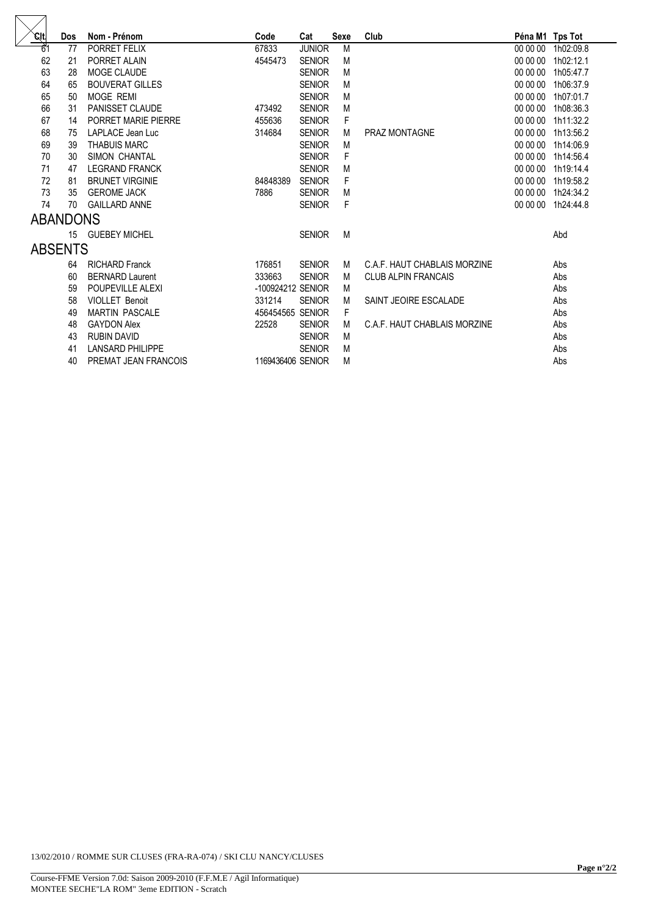| Clt. | Dos | Nom - Prénom | Code | Cat | Sexe | Club | Péna M1 | Tps Tot |
|---|---|---|---|---|---|---|---|---|
| 61 | 77 | PORRET FELIX | 67833 | JUNIOR | M | | 00 00 00 | 1h02:09.8 |
| 62 | 21 | PORRET ALAIN | 4545473 | SENIOR | M | | 00 00 00 | 1h02:12.1 |
| 63 | 28 | MOGE CLAUDE | | SENIOR | M | | 00 00 00 | 1h05:47.7 |
| 64 | 65 | BOUVERAT GILLES | | SENIOR | M | | 00 00 00 | 1h06:37.9 |
| 65 | 50 | MOGE REMI | | SENIOR | M | | 00 00 00 | 1h07:01.7 |
| 66 | 31 | PANISSET CLAUDE | 473492 | SENIOR | M | | 00 00 00 | 1h08:36.3 |
| 67 | 14 | PORRET MARIE PIERRE | 455636 | SENIOR | F | | 00 00 00 | 1h11:32.2 |
| 68 | 75 | LAPLACE Jean Luc | 314684 | SENIOR | M | PRAZ MONTAGNE | 00 00 00 | 1h13:56.2 |
| 69 | 39 | THABUIS MARC | | SENIOR | M | | 00 00 00 | 1h14:06.9 |
| 70 | 30 | SIMON CHANTAL | | SENIOR | F | | 00 00 00 | 1h14:56.4 |
| 71 | 47 | LEGRAND FRANCK | | SENIOR | M | | 00 00 00 | 1h19:14.4 |
| 72 | 81 | BRUNET VIRGINIE | 84848389 | SENIOR | F | | 00 00 00 | 1h19:58.2 |
| 73 | 35 | GEROME JACK | 7886 | SENIOR | M | | 00 00 00 | 1h24:34.2 |
| 74 | 70 | GAILLARD ANNE | | SENIOR | F | | 00 00 00 | 1h24:44.8 |

## ABANDONS

| | Dos | Nom - Prénom | Code | Cat | Sexe | Club | Péna M1 | Tps Tot |
|---|---|---|---|---|---|---|---|---|
| | 15 | GUEBEY MICHEL | | SENIOR | M | | | Abd |

## ABSENTS

| | Dos | Nom - Prénom | Code | Cat | Sexe | Club | Péna M1 | Tps Tot |
|---|---|---|---|---|---|---|---|---|
| | 64 | RICHARD Franck | 176851 | SENIOR | M | C.A.F. HAUT CHABLAIS MORZINE | | Abs |
| | 60 | BERNARD Laurent | 333663 | SENIOR | M | CLUB ALPIN FRANCAIS | | Abs |
| | 59 | POUPEVILLE ALEXI | -100924212 | SENIOR | M | | | Abs |
| | 58 | VIOLLET Benoit | 331214 | SENIOR | M | SAINT JEOIRE ESCALADE | | Abs |
| | 49 | MARTIN PASCALE | 456454565 | SENIOR | F | | | Abs |
| | 48 | GAYDON Alex | 22528 | SENIOR | M | C.A.F. HAUT CHABLAIS MORZINE | | Abs |
| | 43 | RUBIN DAVID | | SENIOR | M | | | Abs |
| | 41 | LANSARD PHILIPPE | | SENIOR | M | | | Abs |
| | 40 | PREMAT JEAN FRANCOIS | 1169436406 | SENIOR | M | | | Abs |

13/02/2010 / ROMME SUR CLUSES (FRA-RA-074) / SKI CLU NANCY/CLUSES

Course-FFME Version 7.0d: Saison 2009-2010 (F.F.M.E / Agil Informatique)
MONTEE SECHE"LA ROM" 3eme EDITION - Scratch